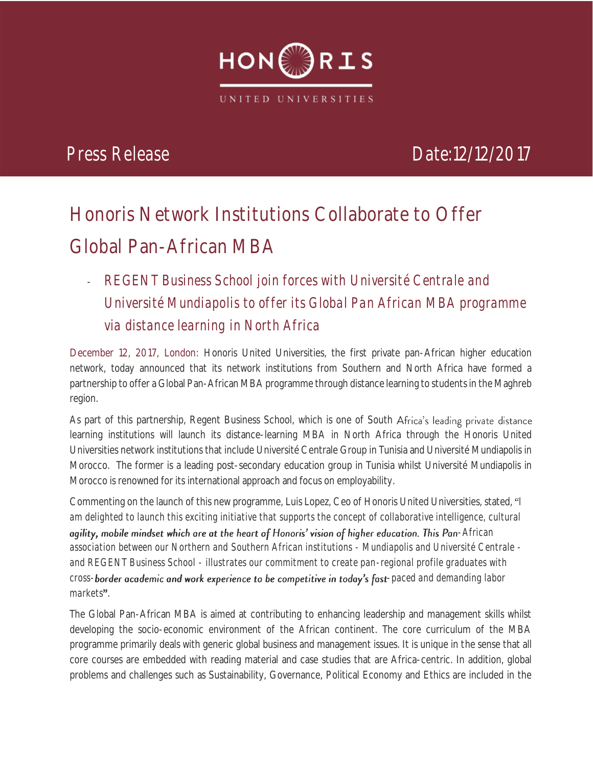HONORIS

UNITED UNIVERSITIES

Press Release Date:12/12/2017

# Honoris Network Institutions Collaborate to Offer Global Pan-African MBA

- REGENT Business School join forces with Université Centrale and Université Mundiapolis to offer its Global Pan African MBA programme via distance learning in North Africa

December 12, 2017, London: Honoris United Universities, the first private pan-African higher education network, today announced that its network institutions from Southern and North Africa have formed a partnership to offer a Global Pan-African MBA programme through distance learning to students in the Maghreb region.

As part of this partnership, Regent Business School, which is one of South Africa's leading private distance learning institutions will launch its distance-learning MBA in North Africa through the Honoris United Universities network institutions that include Université Centrale Group in Tunisia and Université Mundiapolis in Morocco. The former is a leading post-secondary education group in Tunisia whilst Université Mundiapolis in Morocco is renowned for its international approach and focus on employability.

Commenting on the launch of this new programme, Luis Lopez, Ceo of Honoris United Universities, stated, "I am delighted to launch this exciting initiative that supports the concept of collaborative intelligence, cultural agility, mobile mindset which are at the heart of Honoris' vision of higher education. This Pan-African association between our Northern and Southern African institutions - Mundiapolis and Université Centrale - and REGENT Business School - illustrates our commitment to create pan-regional profile graduates with cross-border academic and work experience to be competitive in today's fast-paced and demanding labor markets".

The Global Pan-African MBA is aimed at contributing to enhancing leadership and management skills whilst developing the socio-economic environment of the African continent. The core curriculum of the MBA programme primarily deals with generic global business and management issues. It is unique in the sense that all core courses are embedded with reading material and case studies that are Africa-centric. In addition, global problems and challenges such as Sustainability, Governance, Political Economy and Ethics are included in the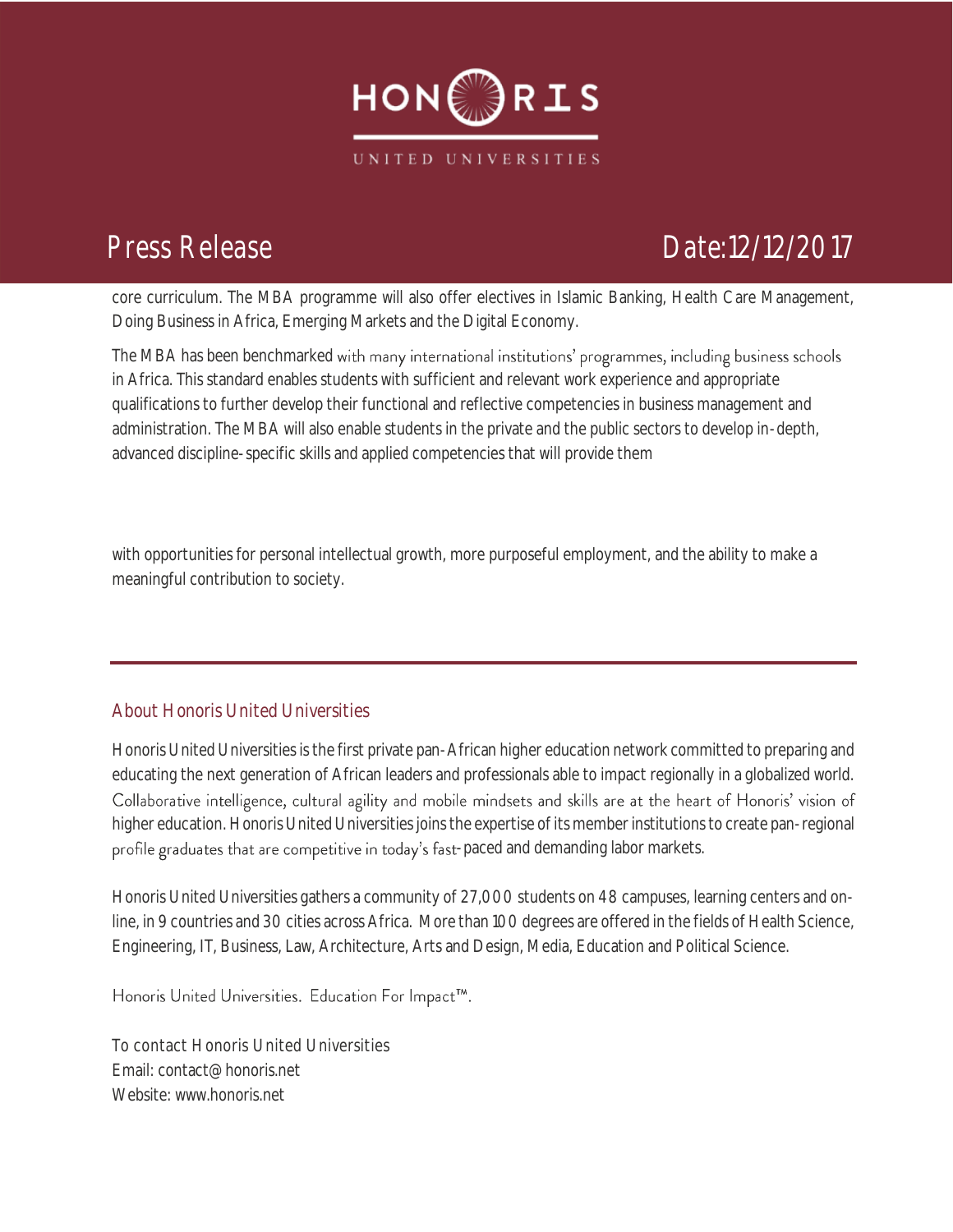core curriculum. The MBA programme will also offer electives in Islamic Banking, Health Care Management, Doing Business in Africa, Emerging Markets and the Digital Economy.

The MBA has been benchmarked with many international institutions' programmes, including business schools in Africa. This standard enables students with sufficient and relevant work experience and appropriate qualifications to further develop their functional and reflective competencies in business management and administration. The MBA will also enable students in the private and the public sectors to develop in-depth, advanced discipline-specific skills and applied competencies that will provide them

with opportunities for personal intellectual growth, more purposeful employment, and the ability to make a meaningful contribution to society.

---

## About Honoris United Universities

Honoris United Universities is the first private pan-African higher education network committed to preparing and educating the next generation of African leaders and professionals able to impact regionally in a globalized world. Collaborative intelligence, cultural agility and mobile mindsets and skills are at the heart of Honoris' vision of higher education. Honoris United Universities joins the expertise of its member institutions to create pan-regional profile graduates that are competitive in today's fast-paced and demanding labor markets.

Honoris United Universities gathers a community of 27,000 students on 48 campuses, learning centers and on-line, in 9 countries and 30 cities across Africa. More than 100 degrees are offered in the fields of Health Science, Engineering, IT, Business, Law, Architecture, Arts and Design, Media, Education and Political Science.

Honoris United Universities. Education For Impact™.

To contact Honoris United Universities
Email: contact@honoris.net
Website: www.honoris.net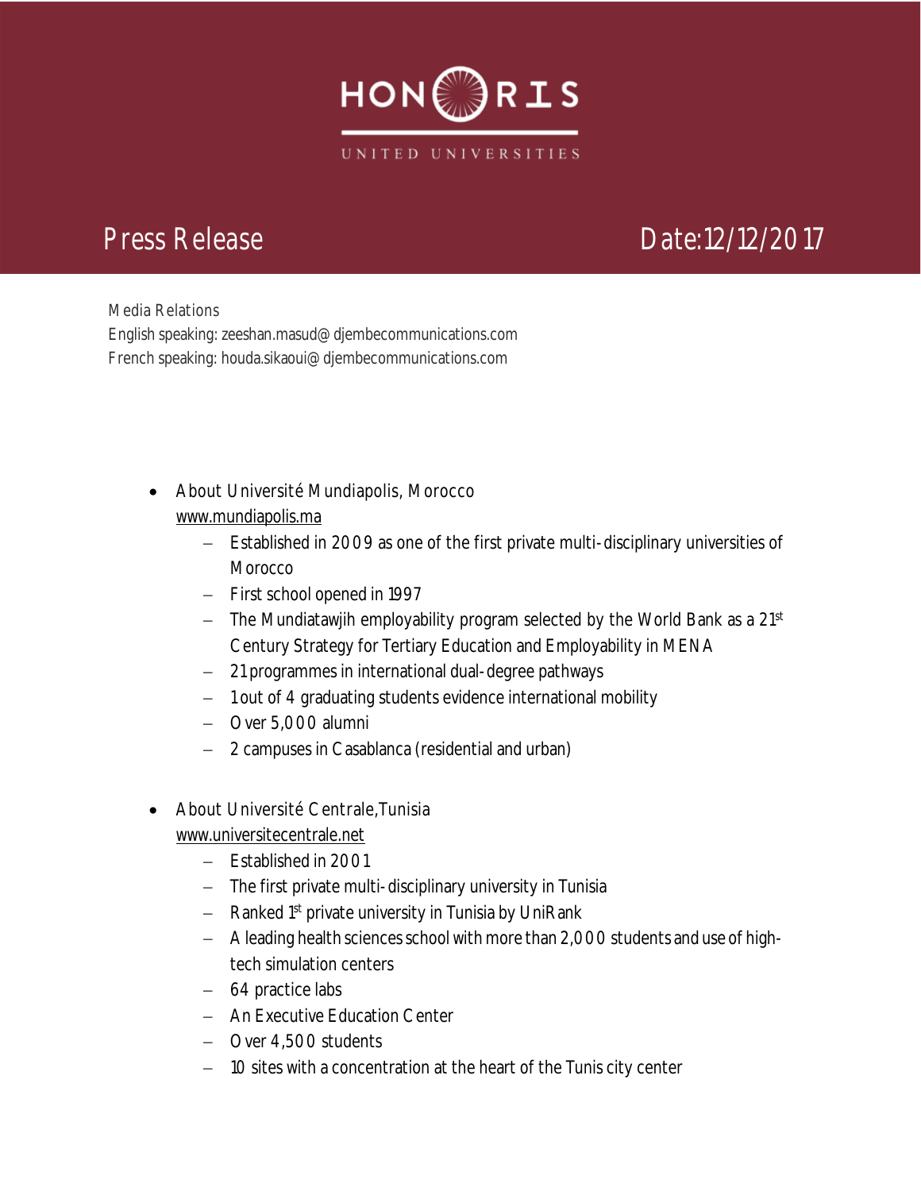HONORIS

UNITED UNIVERSITIES

Press Release

Date:12/12/2017

Media Relations
English speaking: zeeshan.masud@djembecommunications.com
French speaking: houda.sikaoui@djembecommunications.com

- About Université Mundiapolis, Morocco
  www.mundiapolis.ma
  - Established in 2009 as one of the first private multi-disciplinary universities of Morocco
  - First school opened in 1997
  - The Mundiatawjih employability program selected by the World Bank as a 21st Century Strategy for Tertiary Education and Employability in MENA
  - 21 programmes in international dual-degree pathways
  - 1 out of 4 graduating students evidence international mobility
  - Over 5,000 alumni
  - 2 campuses in Casablanca (residential and urban)

- About Université Centrale, Tunisia
  www.universitecentrale.net
  - Established in 2001
  - The first private multi-disciplinary university in Tunisia
  - Ranked 1st private university in Tunisia by UniRank
  - A leading health sciences school with more than 2,000 students and use of high-tech simulation centers
  - 64 practice labs
  - An Executive Education Center
  - Over 4,500 students
  - 10 sites with a concentration at the heart of the Tunis city center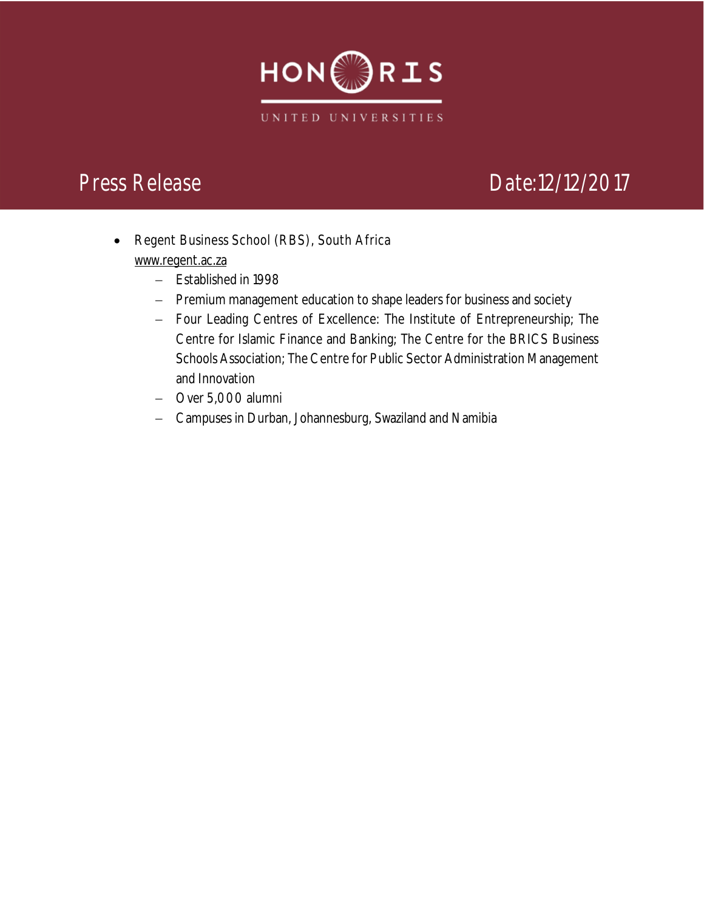# HONORIS

UNITED UNIVERSITIES

Press Release                                                                 Date:12/12/2017

- Regent Business School (RBS), South Africa
  www.regent.ac.za
  - Established in 1998
  - Premium management education to shape leaders for business and society
  - Four Leading Centres of Excellence: The Institute of Entrepreneurship; The Centre for Islamic Finance and Banking; The Centre for the BRICS Business Schools Association; The Centre for Public Sector Administration Management and Innovation
  - Over 5,000 alumni
  - Campuses in Durban, Johannesburg, Swaziland and Namibia